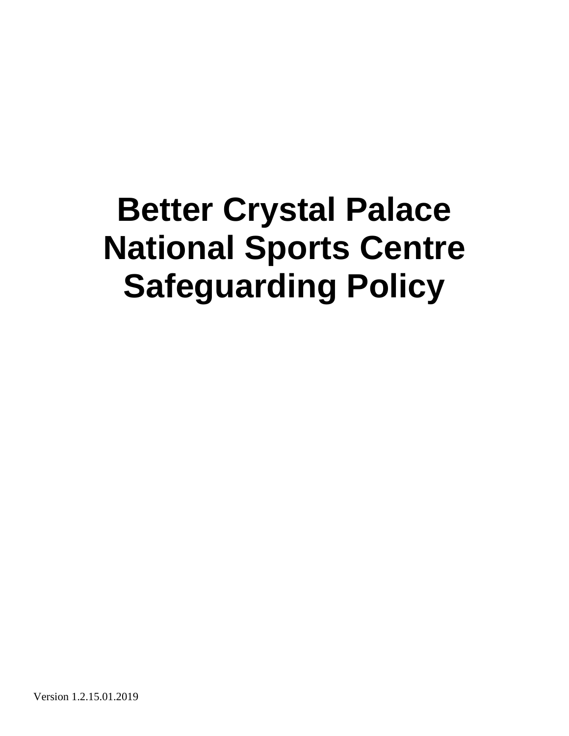# Better Crystal Palace National Sports Centre Safeguarding Policy

Version 1.2.15.01.2019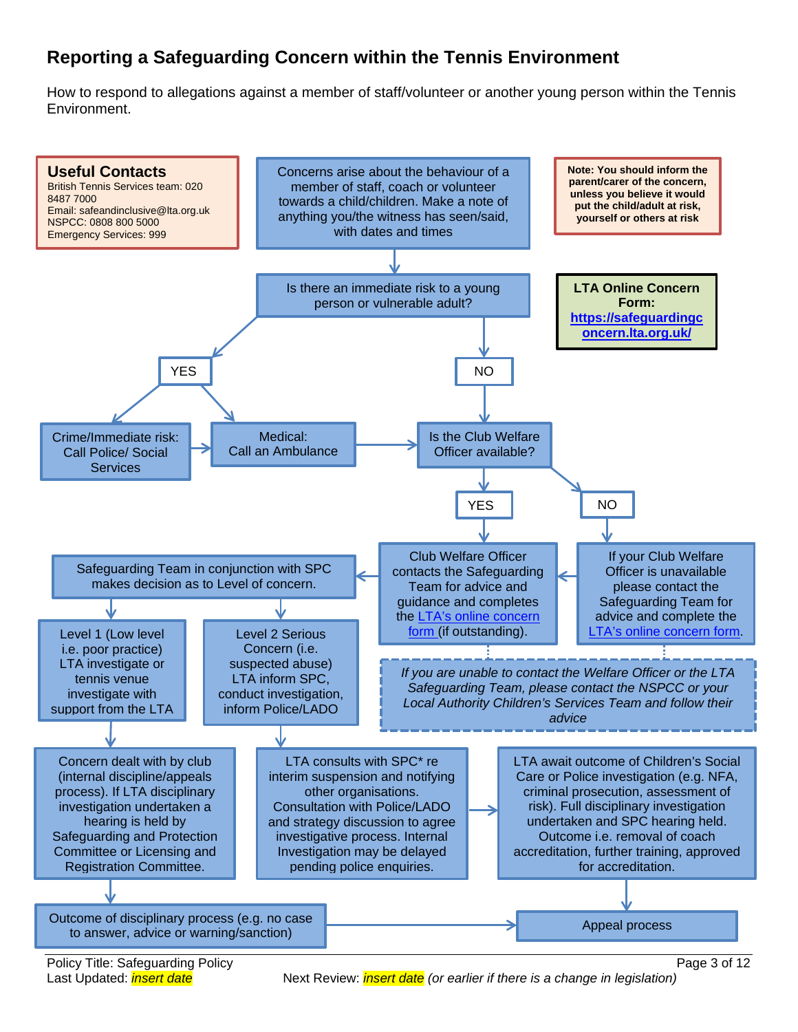## Reporting a Safeguarding Concern within the Tennis Environment

How to respond to allegations against a member of staff/volunteer or another young person within the Tennis Environment.

**Useful Contacts**
British Tennis Services team: 020 8487 7000
Email: safeandinclusive@lta.org.uk
NSPCC: 0808 800 5000
Emergency Services: 999

**Note: You should inform the parent/carer of the concern, unless you believe it would put the child/adult at risk, yourself or others at risk**

**LTA Online Concern Form:**
**https://safeguardingconcern.lta.org.uk/**

Concerns arise about the behaviour of a member of staff, coach or volunteer towards a child/children. Make a note of anything you/the witness has seen/said, with dates and times

Is there an immediate risk to a young person or vulnerable adult?

- YES
  - Crime/Immediate risk: Call Police/ Social Services
  - Medical: Call an Ambulance
- NO

Is the Club Welfare Officer available?

- YES: Club Welfare Officer contacts the Safeguarding Team for advice and guidance and completes the LTA's online concern form (if outstanding).
- NO: If your Club Welfare Officer is unavailable please contact the Safeguarding Team for advice and complete the LTA's online concern form.

*If you are unable to contact the Welfare Officer or the LTA Safeguarding Team, please contact the NSPCC or your Local Authority Children's Services Team and follow their advice*

Safeguarding Team in conjunction with SPC makes decision as to Level of concern.

- Level 1 (Low level i.e. poor practice) LTA investigate or tennis venue investigate with support from the LTA
  - Concern dealt with by club (internal discipline/appeals process). If LTA disciplinary investigation undertaken a hearing is held by Safeguarding and Protection Committee or Licensing and Registration Committee.
  - Outcome of disciplinary process (e.g. no case to answer, advice or warning/sanction)
  - Appeal process
- Level 2 Serious Concern (i.e. suspected abuse) LTA inform SPC, conduct investigation, inform Police/LADO
  - LTA consults with SPC* re interim suspension and notifying other organisations. Consultation with Police/LADO and strategy discussion to agree investigative process. Internal Investigation may be delayed pending police enquiries.
  - LTA await outcome of Children's Social Care or Police investigation (e.g. NFA, criminal prosecution, assessment of risk). Full disciplinary investigation undertaken and SPC hearing held. Outcome i.e. removal of coach accreditation, further training, approved for accreditation.
  - Appeal process

Policy Title: Safeguarding Policy
Last Updated: insert date
Next Review: insert date *(or earlier if there is a change in legislation)*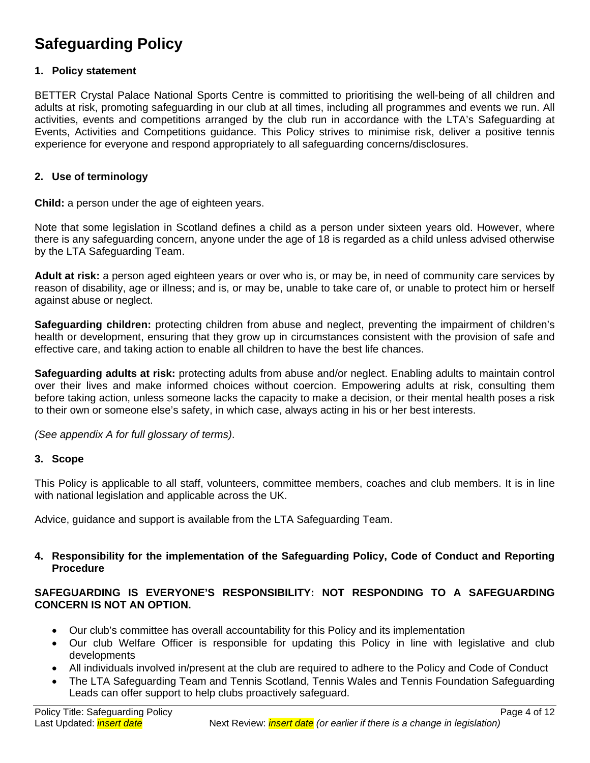# Safeguarding Policy

## 1. Policy statement

BETTER Crystal Palace National Sports Centre is committed to prioritising the well-being of all children and adults at risk, promoting safeguarding in our club at all times, including all programmes and events we run. All activities, events and competitions arranged by the club run in accordance with the LTA's Safeguarding at Events, Activities and Competitions guidance. This Policy strives to minimise risk, deliver a positive tennis experience for everyone and respond appropriately to all safeguarding concerns/disclosures.

## 2. Use of terminology

**Child:** a person under the age of eighteen years.

Note that some legislation in Scotland defines a child as a person under sixteen years old. However, where there is any safeguarding concern, anyone under the age of 18 is regarded as a child unless advised otherwise by the LTA Safeguarding Team.

**Adult at risk:** a person aged eighteen years or over who is, or may be, in need of community care services by reason of disability, age or illness; and is, or may be, unable to take care of, or unable to protect him or herself against abuse or neglect.

**Safeguarding children:** protecting children from abuse and neglect, preventing the impairment of children's health or development, ensuring that they grow up in circumstances consistent with the provision of safe and effective care, and taking action to enable all children to have the best life chances.

**Safeguarding adults at risk:** protecting adults from abuse and/or neglect. Enabling adults to maintain control over their lives and make informed choices without coercion. Empowering adults at risk, consulting them before taking action, unless someone lacks the capacity to make a decision, or their mental health poses a risk to their own or someone else's safety, in which case, always acting in his or her best interests.

*(See appendix A for full glossary of terms)*.

## 3. Scope

This Policy is applicable to all staff, volunteers, committee members, coaches and club members. It is in line with national legislation and applicable across the UK.

Advice, guidance and support is available from the LTA Safeguarding Team.

## 4. Responsibility for the implementation of the Safeguarding Policy, Code of Conduct and Reporting Procedure

**SAFEGUARDING IS EVERYONE'S RESPONSIBILITY: NOT RESPONDING TO A SAFEGUARDING CONCERN IS NOT AN OPTION.**

- Our club's committee has overall accountability for this Policy and its implementation
- Our club Welfare Officer is responsible for updating this Policy in line with legislative and club developments
- All individuals involved in/present at the club are required to adhere to the Policy and Code of Conduct
- The LTA Safeguarding Team and Tennis Scotland, Tennis Wales and Tennis Foundation Safeguarding Leads can offer support to help clubs proactively safeguard.

Policy Title: Safeguarding Policy
Last Updated: *insert date* Next Review: *insert date (or earlier if there is a change in legislation)*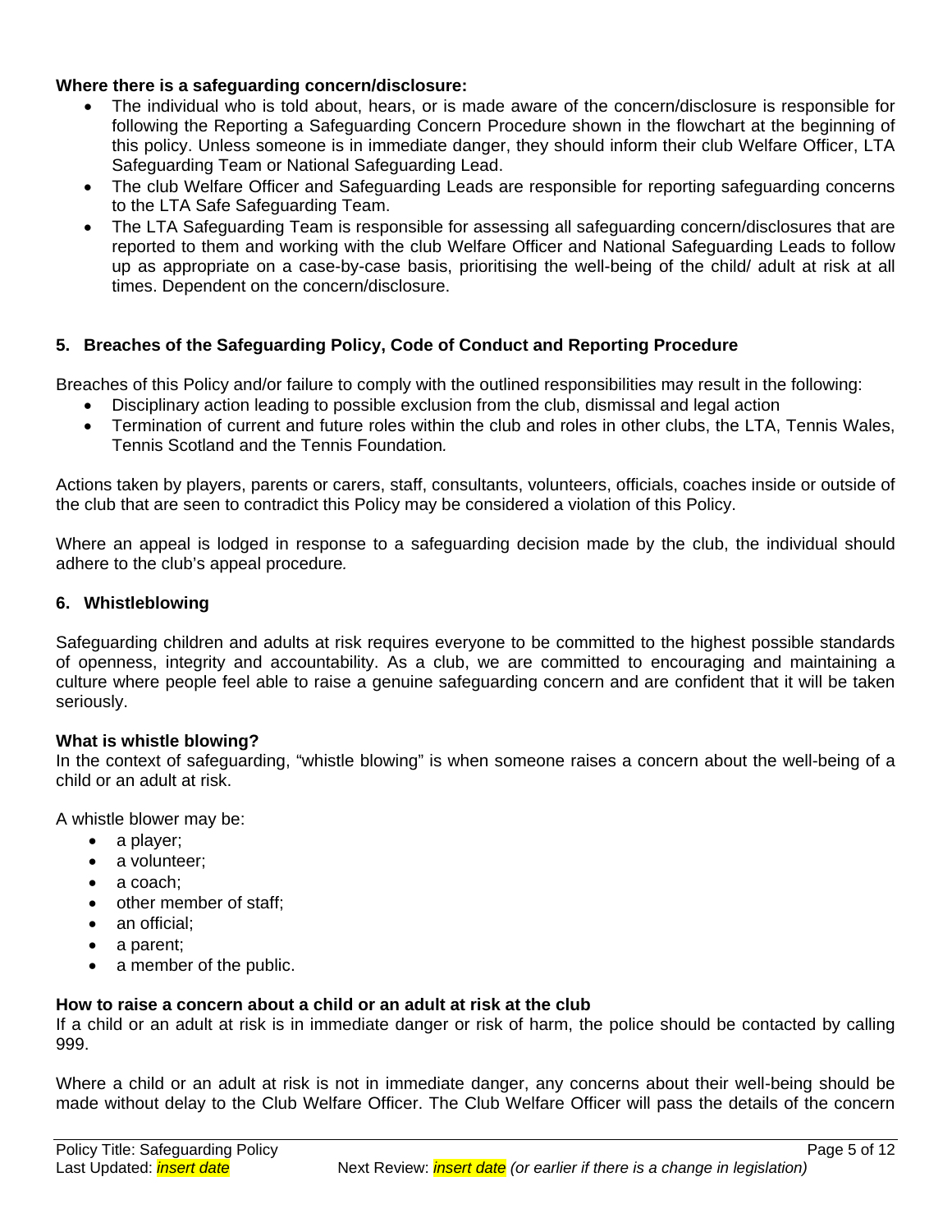**Where there is a safeguarding concern/disclosure:**

- The individual who is told about, hears, or is made aware of the concern/disclosure is responsible for following the Reporting a Safeguarding Concern Procedure shown in the flowchart at the beginning of this policy. Unless someone is in immediate danger, they should inform their club Welfare Officer, LTA Safeguarding Team or National Safeguarding Lead.
- The club Welfare Officer and Safeguarding Leads are responsible for reporting safeguarding concerns to the LTA Safe Safeguarding Team.
- The LTA Safeguarding Team is responsible for assessing all safeguarding concern/disclosures that are reported to them and working with the club Welfare Officer and National Safeguarding Leads to follow up as appropriate on a case-by-case basis, prioritising the well-being of the child/ adult at risk at all times. Dependent on the concern/disclosure.

## 5. Breaches of the Safeguarding Policy, Code of Conduct and Reporting Procedure

Breaches of this Policy and/or failure to comply with the outlined responsibilities may result in the following:

- Disciplinary action leading to possible exclusion from the club, dismissal and legal action
- Termination of current and future roles within the club and roles in other clubs, the LTA, Tennis Wales, Tennis Scotland and the Tennis Foundation*.*

Actions taken by players, parents or carers, staff, consultants, volunteers, officials, coaches inside or outside of the club that are seen to contradict this Policy may be considered a violation of this Policy.

Where an appeal is lodged in response to a safeguarding decision made by the club, the individual should adhere to the club's appeal procedure*.*

## 6. Whistleblowing

Safeguarding children and adults at risk requires everyone to be committed to the highest possible standards of openness, integrity and accountability. As a club, we are committed to encouraging and maintaining a culture where people feel able to raise a genuine safeguarding concern and are confident that it will be taken seriously.

**What is whistle blowing?**
In the context of safeguarding, "whistle blowing" is when someone raises a concern about the well-being of a child or an adult at risk.

A whistle blower may be:

- a player;
- a volunteer;
- a coach;
- other member of staff;
- an official;
- a parent;
- a member of the public.

**How to raise a concern about a child or an adult at risk at the club**
If a child or an adult at risk is in immediate danger or risk of harm, the police should be contacted by calling 999.

Where a child or an adult at risk is not in immediate danger, any concerns about their well-being should be made without delay to the Club Welfare Officer. The Club Welfare Officer will pass the details of the concern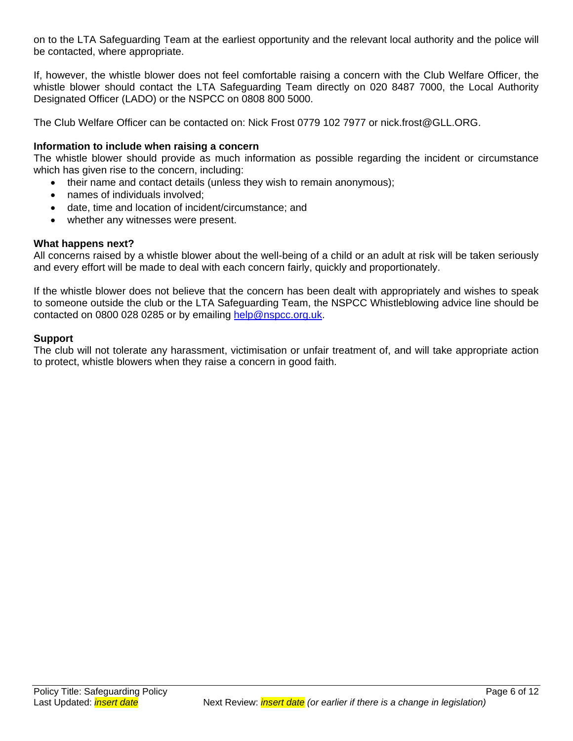on to the LTA Safeguarding Team at the earliest opportunity and the relevant local authority and the police will be contacted, where appropriate.

If, however, the whistle blower does not feel comfortable raising a concern with the Club Welfare Officer, the whistle blower should contact the LTA Safeguarding Team directly on 020 8487 7000, the Local Authority Designated Officer (LADO) or the NSPCC on 0808 800 5000.

The Club Welfare Officer can be contacted on: Nick Frost 0779 102 7977 or nick.frost@GLL.ORG.

**Information to include when raising a concern**

The whistle blower should provide as much information as possible regarding the incident or circumstance which has given rise to the concern, including:

- their name and contact details (unless they wish to remain anonymous);
- names of individuals involved;
- date, time and location of incident/circumstance; and
- whether any witnesses were present.

**What happens next?**

All concerns raised by a whistle blower about the well-being of a child or an adult at risk will be taken seriously and every effort will be made to deal with each concern fairly, quickly and proportionately.

If the whistle blower does not believe that the concern has been dealt with appropriately and wishes to speak to someone outside the club or the LTA Safeguarding Team, the NSPCC Whistleblowing advice line should be contacted on 0800 028 0285 or by emailing help@nspcc.org.uk.

**Support**

The club will not tolerate any harassment, victimisation or unfair treatment of, and will take appropriate action to protect, whistle blowers when they raise a concern in good faith.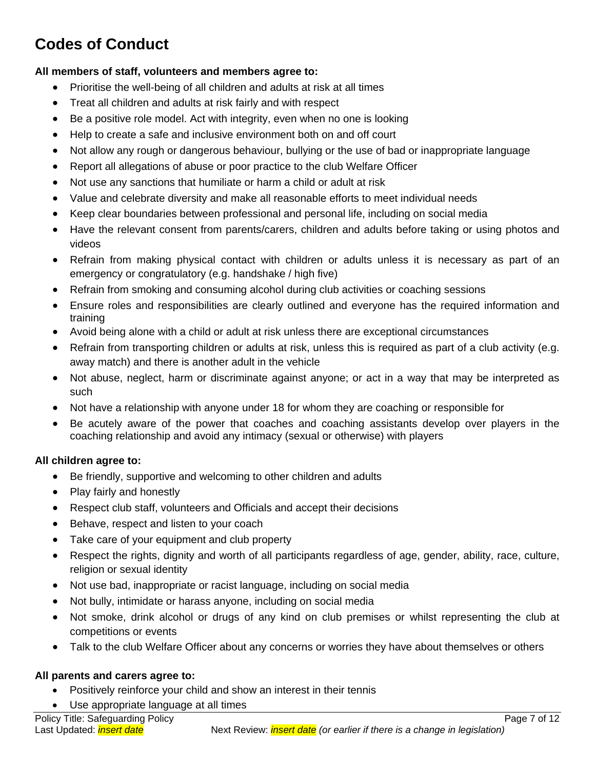# Codes of Conduct

**All members of staff, volunteers and members agree to:**

- Prioritise the well-being of all children and adults at risk at all times
- Treat all children and adults at risk fairly and with respect
- Be a positive role model. Act with integrity, even when no one is looking
- Help to create a safe and inclusive environment both on and off court
- Not allow any rough or dangerous behaviour, bullying or the use of bad or inappropriate language
- Report all allegations of abuse or poor practice to the club Welfare Officer
- Not use any sanctions that humiliate or harm a child or adult at risk
- Value and celebrate diversity and make all reasonable efforts to meet individual needs
- Keep clear boundaries between professional and personal life, including on social media
- Have the relevant consent from parents/carers, children and adults before taking or using photos and videos
- Refrain from making physical contact with children or adults unless it is necessary as part of an emergency or congratulatory (e.g. handshake / high five)
- Refrain from smoking and consuming alcohol during club activities or coaching sessions
- Ensure roles and responsibilities are clearly outlined and everyone has the required information and training
- Avoid being alone with a child or adult at risk unless there are exceptional circumstances
- Refrain from transporting children or adults at risk, unless this is required as part of a club activity (e.g. away match) and there is another adult in the vehicle
- Not abuse, neglect, harm or discriminate against anyone; or act in a way that may be interpreted as such
- Not have a relationship with anyone under 18 for whom they are coaching or responsible for
- Be acutely aware of the power that coaches and coaching assistants develop over players in the coaching relationship and avoid any intimacy (sexual or otherwise) with players

**All children agree to:**

- Be friendly, supportive and welcoming to other children and adults
- Play fairly and honestly
- Respect club staff, volunteers and Officials and accept their decisions
- Behave, respect and listen to your coach
- Take care of your equipment and club property
- Respect the rights, dignity and worth of all participants regardless of age, gender, ability, race, culture, religion or sexual identity
- Not use bad, inappropriate or racist language, including on social media
- Not bully, intimidate or harass anyone, including on social media
- Not smoke, drink alcohol or drugs of any kind on club premises or whilst representing the club at competitions or events
- Talk to the club Welfare Officer about any concerns or worries they have about themselves or others

**All parents and carers agree to:**

- Positively reinforce your child and show an interest in their tennis
- Use appropriate language at all times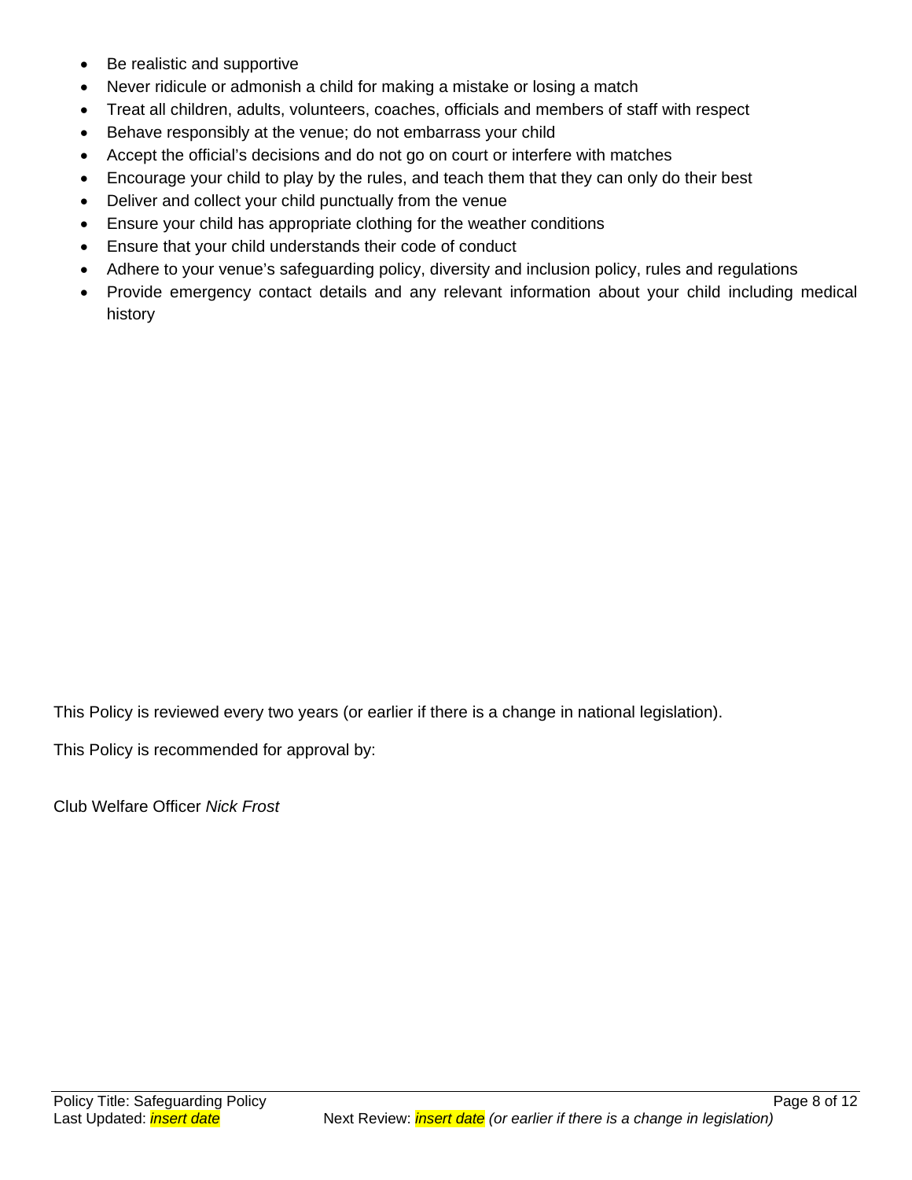- Be realistic and supportive
- Never ridicule or admonish a child for making a mistake or losing a match
- Treat all children, adults, volunteers, coaches, officials and members of staff with respect
- Behave responsibly at the venue; do not embarrass your child
- Accept the official's decisions and do not go on court or interfere with matches
- Encourage your child to play by the rules, and teach them that they can only do their best
- Deliver and collect your child punctually from the venue
- Ensure your child has appropriate clothing for the weather conditions
- Ensure that your child understands their code of conduct
- Adhere to your venue's safeguarding policy, diversity and inclusion policy, rules and regulations
- Provide emergency contact details and any relevant information about your child including medical history

This Policy is reviewed every two years (or earlier if there is a change in national legislation).

This Policy is recommended for approval by:

Club Welfare Officer *Nick Frost*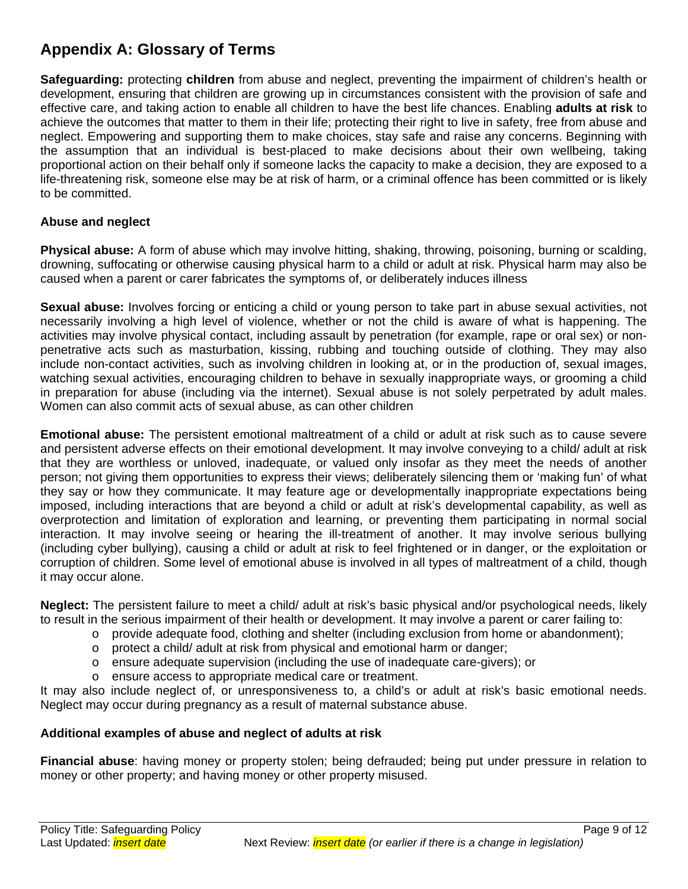## Appendix A: Glossary of Terms

**Safeguarding:** protecting **children** from abuse and neglect, preventing the impairment of children's health or development, ensuring that children are growing up in circumstances consistent with the provision of safe and effective care, and taking action to enable all children to have the best life chances. Enabling **adults at risk** to achieve the outcomes that matter to them in their life; protecting their right to live in safety, free from abuse and neglect. Empowering and supporting them to make choices, stay safe and raise any concerns. Beginning with the assumption that an individual is best-placed to make decisions about their own wellbeing, taking proportional action on their behalf only if someone lacks the capacity to make a decision, they are exposed to a life-threatening risk, someone else may be at risk of harm, or a criminal offence has been committed or is likely to be committed.

**Abuse and neglect**

**Physical abuse:** A form of abuse which may involve hitting, shaking, throwing, poisoning, burning or scalding, drowning, suffocating or otherwise causing physical harm to a child or adult at risk. Physical harm may also be caused when a parent or carer fabricates the symptoms of, or deliberately induces illness

**Sexual abuse:** Involves forcing or enticing a child or young person to take part in abuse sexual activities, not necessarily involving a high level of violence, whether or not the child is aware of what is happening. The activities may involve physical contact, including assault by penetration (for example, rape or oral sex) or non-penetrative acts such as masturbation, kissing, rubbing and touching outside of clothing. They may also include non-contact activities, such as involving children in looking at, or in the production of, sexual images, watching sexual activities, encouraging children to behave in sexually inappropriate ways, or grooming a child in preparation for abuse (including via the internet). Sexual abuse is not solely perpetrated by adult males. Women can also commit acts of sexual abuse, as can other children

**Emotional abuse:** The persistent emotional maltreatment of a child or adult at risk such as to cause severe and persistent adverse effects on their emotional development. It may involve conveying to a child/ adult at risk that they are worthless or unloved, inadequate, or valued only insofar as they meet the needs of another person; not giving them opportunities to express their views; deliberately silencing them or 'making fun' of what they say or how they communicate. It may feature age or developmentally inappropriate expectations being imposed, including interactions that are beyond a child or adult at risk's developmental capability, as well as overprotection and limitation of exploration and learning, or preventing them participating in normal social interaction. It may involve seeing or hearing the ill-treatment of another. It may involve serious bullying (including cyber bullying), causing a child or adult at risk to feel frightened or in danger, or the exploitation or corruption of children. Some level of emotional abuse is involved in all types of maltreatment of a child, though it may occur alone.

**Neglect:** The persistent failure to meet a child/ adult at risk's basic physical and/or psychological needs, likely to result in the serious impairment of their health or development. It may involve a parent or carer failing to:

- provide adequate food, clothing and shelter (including exclusion from home or abandonment);
- protect a child/ adult at risk from physical and emotional harm or danger;
- ensure adequate supervision (including the use of inadequate care-givers); or
- ensure access to appropriate medical care or treatment.

It may also include neglect of, or unresponsiveness to, a child's or adult at risk's basic emotional needs. Neglect may occur during pregnancy as a result of maternal substance abuse.

**Additional examples of abuse and neglect of adults at risk**

**Financial abuse**: having money or property stolen; being defrauded; being put under pressure in relation to money or other property; and having money or other property misused.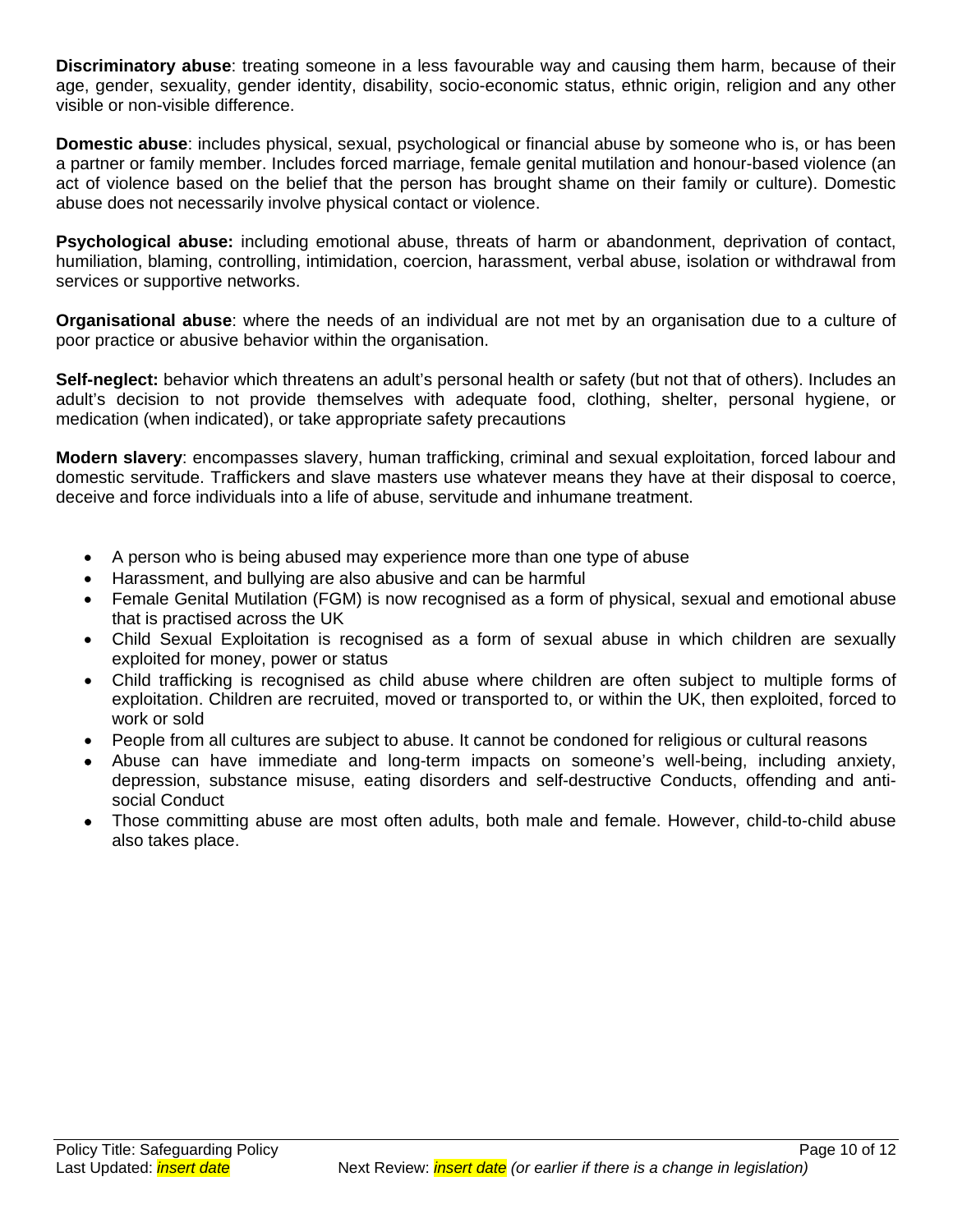**Discriminatory abuse**: treating someone in a less favourable way and causing them harm, because of their age, gender, sexuality, gender identity, disability, socio-economic status, ethnic origin, religion and any other visible or non-visible difference.

**Domestic abuse**: includes physical, sexual, psychological or financial abuse by someone who is, or has been a partner or family member. Includes forced marriage, female genital mutilation and honour-based violence (an act of violence based on the belief that the person has brought shame on their family or culture). Domestic abuse does not necessarily involve physical contact or violence.

**Psychological abuse:** including emotional abuse, threats of harm or abandonment, deprivation of contact, humiliation, blaming, controlling, intimidation, coercion, harassment, verbal abuse, isolation or withdrawal from services or supportive networks.

**Organisational abuse**: where the needs of an individual are not met by an organisation due to a culture of poor practice or abusive behavior within the organisation.

**Self-neglect:** behavior which threatens an adult's personal health or safety (but not that of others). Includes an adult's decision to not provide themselves with adequate food, clothing, shelter, personal hygiene, or medication (when indicated), or take appropriate safety precautions

**Modern slavery**: encompasses slavery, human trafficking, criminal and sexual exploitation, forced labour and domestic servitude. Traffickers and slave masters use whatever means they have at their disposal to coerce, deceive and force individuals into a life of abuse, servitude and inhumane treatment.

- A person who is being abused may experience more than one type of abuse
- Harassment, and bullying are also abusive and can be harmful
- Female Genital Mutilation (FGM) is now recognised as a form of physical, sexual and emotional abuse that is practised across the UK
- Child Sexual Exploitation is recognised as a form of sexual abuse in which children are sexually exploited for money, power or status
- Child trafficking is recognised as child abuse where children are often subject to multiple forms of exploitation. Children are recruited, moved or transported to, or within the UK, then exploited, forced to work or sold
- People from all cultures are subject to abuse. It cannot be condoned for religious or cultural reasons
- Abuse can have immediate and long-term impacts on someone's well-being, including anxiety, depression, substance misuse, eating disorders and self-destructive Conducts, offending and anti-social Conduct
- Those committing abuse are most often adults, both male and female. However, child-to-child abuse also takes place.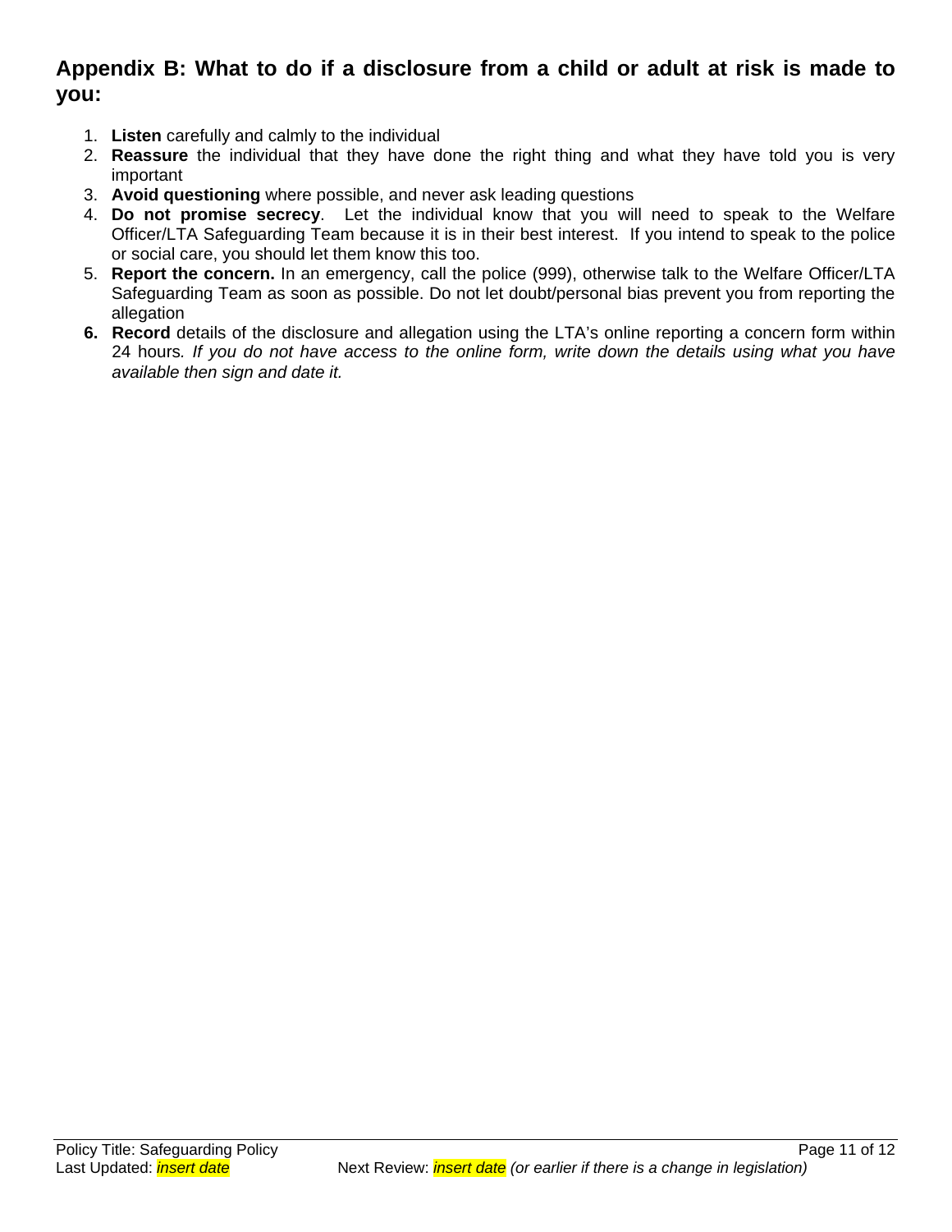## Appendix B: What to do if a disclosure from a child or adult at risk is made to you:

1. **Listen** carefully and calmly to the individual
2. **Reassure** the individual that they have done the right thing and what they have told you is very important
3. **Avoid questioning** where possible, and never ask leading questions
4. **Do not promise secrecy**. Let the individual know that you will need to speak to the Welfare Officer/LTA Safeguarding Team because it is in their best interest. If you intend to speak to the police or social care, you should let them know this too.
5. **Report the concern.** In an emergency, call the police (999), otherwise talk to the Welfare Officer/LTA Safeguarding Team as soon as possible. Do not let doubt/personal bias prevent you from reporting the allegation
6. **Record** details of the disclosure and allegation using the LTA's online reporting a concern form within 24 hours*. If you do not have access to the online form, write down the details using what you have available then sign and date it.*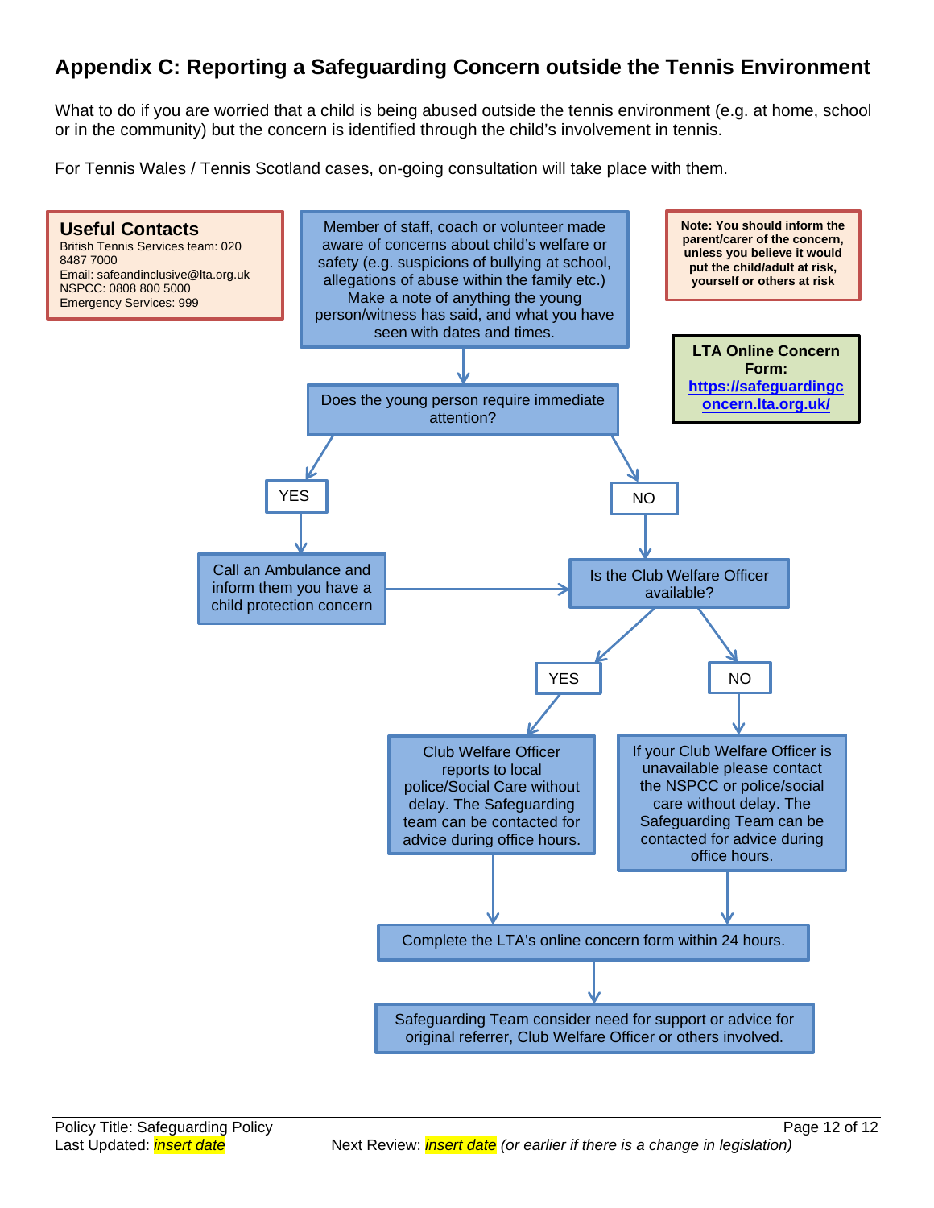## Appendix C: Reporting a Safeguarding Concern outside the Tennis Environment

What to do if you are worried that a child is being abused outside the tennis environment (e.g. at home, school or in the community) but the concern is identified through the child's involvement in tennis.

For Tennis Wales / Tennis Scotland cases, on-going consultation will take place with them.

**Useful Contacts**
British Tennis Services team: 020 8487 7000
Email: safeandinclusive@lta.org.uk
NSPCC: 0808 800 5000
Emergency Services: 999

**Note: You should inform the parent/carer of the concern, unless you believe it would put the child/adult at risk, yourself or others at risk**

**LTA Online Concern Form: https://safeguardingconcern.lta.org.uk/**

Member of staff, coach or volunteer made aware of concerns about child's welfare or safety (e.g. suspicions of bullying at school, allegations of abuse within the family etc.) Make a note of anything the young person/witness has said, and what you have seen with dates and times.

Does the young person require immediate attention?

YES

Call an Ambulance and inform them you have a child protection concern

NO

Is the Club Welfare Officer available?

YES

Club Welfare Officer reports to local police/Social Care without delay. The Safeguarding team can be contacted for advice during office hours.

NO

If your Club Welfare Officer is unavailable please contact the NSPCC or police/social care without delay. The Safeguarding Team can be contacted for advice during office hours.

Complete the LTA's online concern form within 24 hours.

Safeguarding Team consider need for support or advice for original referrer, Club Welfare Officer or others involved.

Policy Title: Safeguarding Policy
Last Updated: *insert date*
Next Review: *insert date* *(or earlier if there is a change in legislation)*